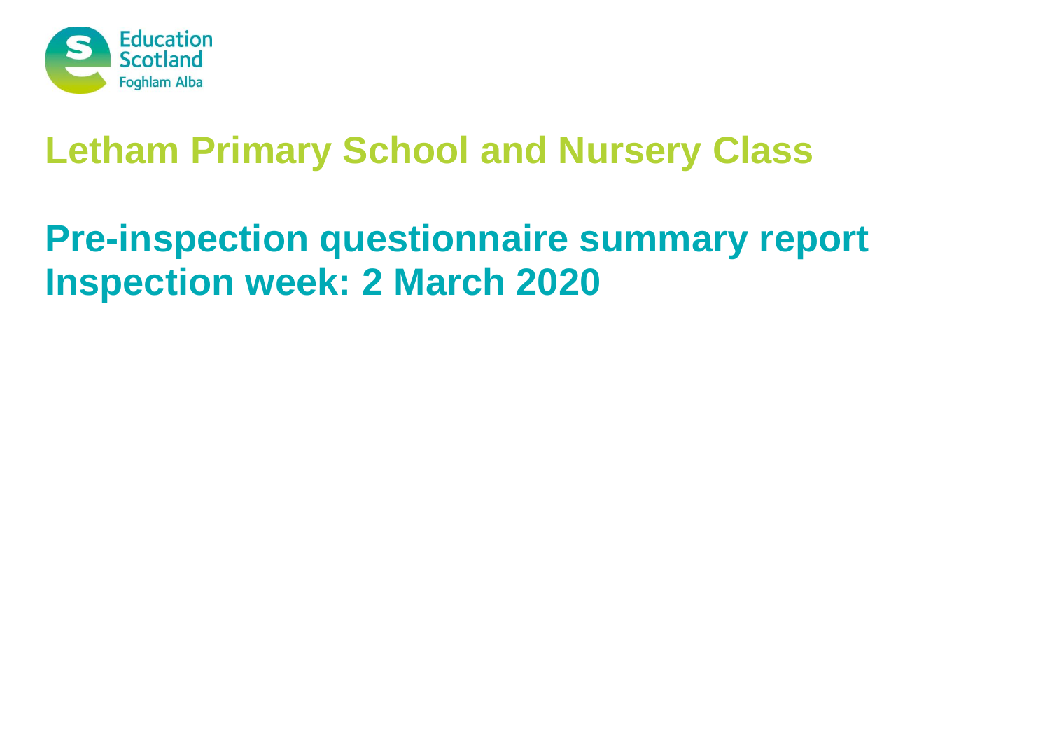Education Scotland
Foghlam Alba

# Letham Primary School and Nursery Class

# Pre-inspection questionnaire summary report
# Inspection week: 2 March 2020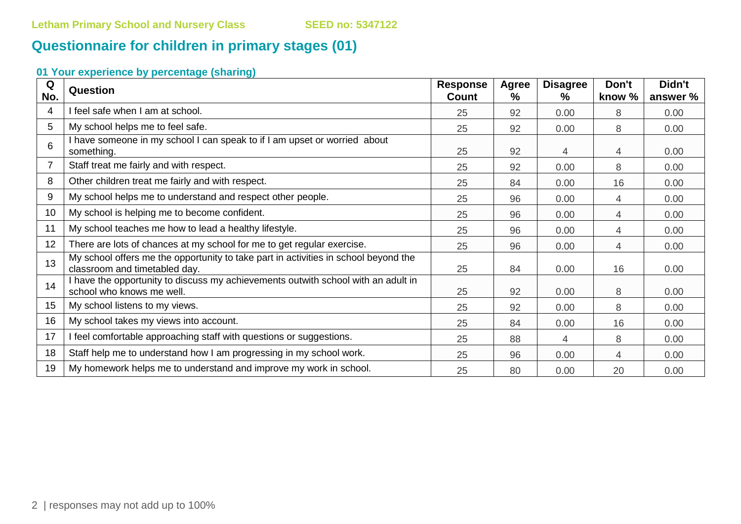Letham Primary School and Nursery Class SEED no: 5347122

# Questionnaire for children in primary stages (01)

### 01 Your experience by percentage (sharing)

| Q No. | Question | Response Count | Agree % | Disagree % | Don't know % | Didn't answer % |
|---|---|---|---|---|---|---|
| 4 | I feel safe when I am at school. | 25 | 92 | 0.00 | 8 | 0.00 |
| 5 | My school helps me to feel safe. | 25 | 92 | 0.00 | 8 | 0.00 |
| 6 | I have someone in my school I can speak to if I am upset or worried about something. | 25 | 92 | 4 | 4 | 0.00 |
| 7 | Staff treat me fairly and with respect. | 25 | 92 | 0.00 | 8 | 0.00 |
| 8 | Other children treat me fairly and with respect. | 25 | 84 | 0.00 | 16 | 0.00 |
| 9 | My school helps me to understand and respect other people. | 25 | 96 | 0.00 | 4 | 0.00 |
| 10 | My school is helping me to become confident. | 25 | 96 | 0.00 | 4 | 0.00 |
| 11 | My school teaches me how to lead a healthy lifestyle. | 25 | 96 | 0.00 | 4 | 0.00 |
| 12 | There are lots of chances at my school for me to get regular exercise. | 25 | 96 | 0.00 | 4 | 0.00 |
| 13 | My school offers me the opportunity to take part in activities in school beyond the classroom and timetabled day. | 25 | 84 | 0.00 | 16 | 0.00 |
| 14 | I have the opportunity to discuss my achievements outwith school with an adult in school who knows me well. | 25 | 92 | 0.00 | 8 | 0.00 |
| 15 | My school listens to my views. | 25 | 92 | 0.00 | 8 | 0.00 |
| 16 | My school takes my views into account. | 25 | 84 | 0.00 | 16 | 0.00 |
| 17 | I feel comfortable approaching staff with questions or suggestions. | 25 | 88 | 4 | 8 | 0.00 |
| 18 | Staff help me to understand how I am progressing in my school work. | 25 | 96 | 0.00 | 4 | 0.00 |
| 19 | My homework helps me to understand and improve my work in school. | 25 | 80 | 0.00 | 20 | 0.00 |

responses may not add up to 100%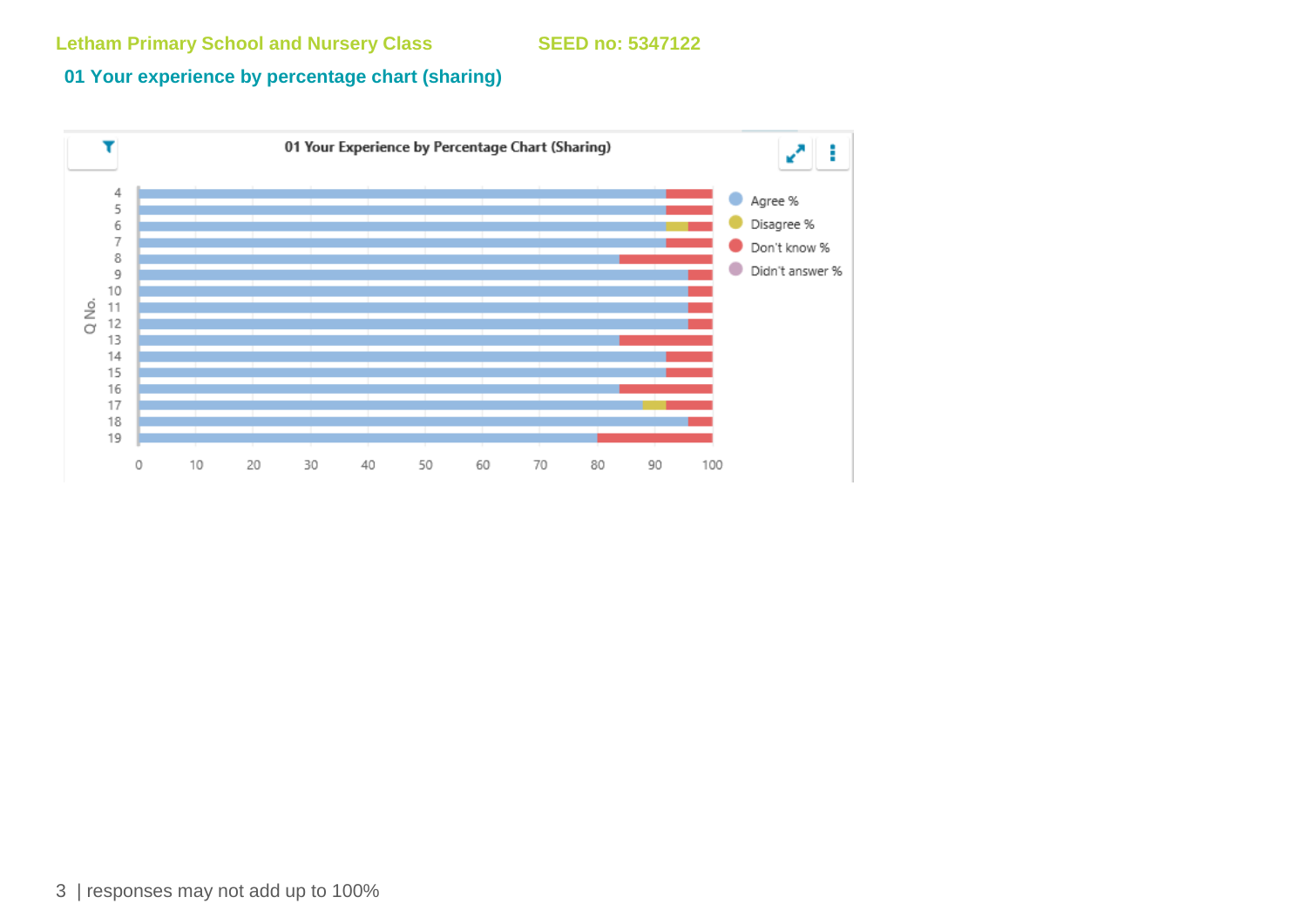## 01 Your experience by percentage chart (sharing)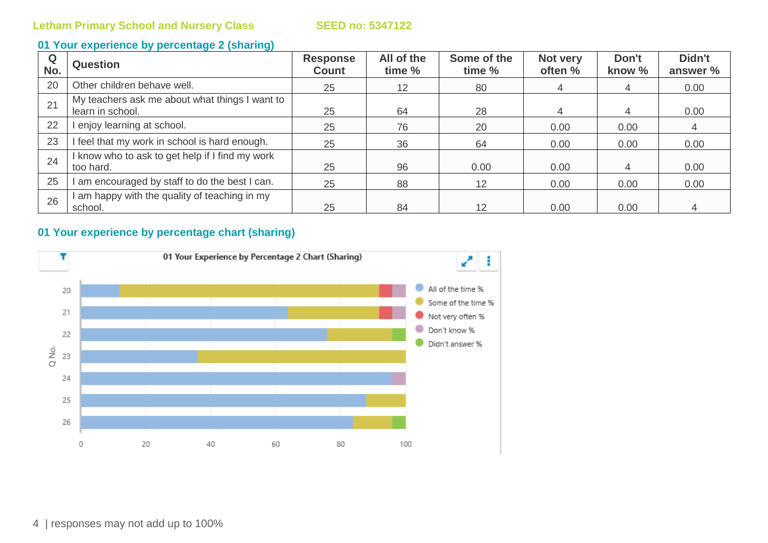Letham Primary School and Nursery Class SEED no: 5347122

## 01 Your experience by percentage 2 (sharing)

| Q No. | Question | Response Count | All of the time % | Some of the time % | Not very often % | Don't know % | Didn't answer % |
|---|---|---|---|---|---|---|---|
| 20 | Other children behave well. | 25 | 12 | 80 | 4 | 4 | 0.00 |
| 21 | My teachers ask me about what things I want to learn in school. | 25 | 64 | 28 | 4 | 4 | 0.00 |
| 22 | I enjoy learning at school. | 25 | 76 | 20 | 0.00 | 0.00 | 4 |
| 23 | I feel that my work in school is hard enough. | 25 | 36 | 64 | 0.00 | 0.00 | 0.00 |
| 24 | I know who to ask to get help if I find my work too hard. | 25 | 96 | 0.00 | 0.00 | 4 | 0.00 |
| 25 | I am encouraged by staff to do the best I can. | 25 | 88 | 12 | 0.00 | 0.00 | 0.00 |
| 26 | I am happy with the quality of teaching in my school. | 25 | 84 | 12 | 0.00 | 0.00 | 4 |

## 01 Your experience by percentage chart (sharing)

01 Your Experience by Percentage 2 Chart (Sharing)

Q No.

20
21
22
23
24
25
26

0 20 40 60 80 100

All of the time %
Some of the time %
Not very often %
Don't know %
Didn't answer %

responses may not add up to 100%